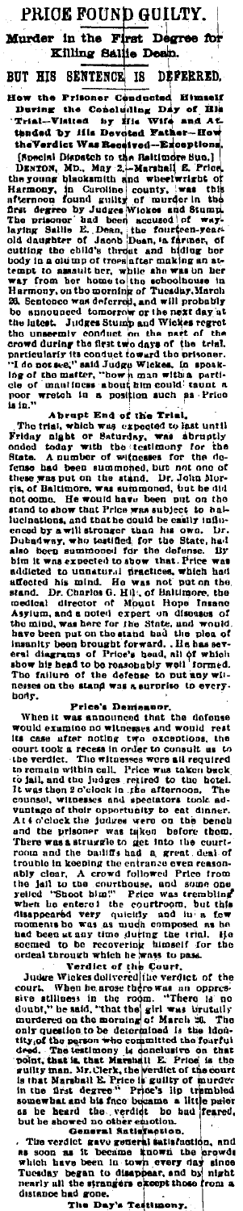# PRICE FOUND GUILTY.

## Murder in the First Degree for Killing Sallie Dean.

## BUT HIS SENTENCE IS DEFERRED.

### How the Prisoner Conducted Himself During the Concluding Day of His Trial—Visited by His Wife and Attended by His Devoted Father—How the Verdict Was Received—Exceptions.

[Special Dispatch to the Baltimore Sun.]

DENTON, MD., May 2.—Marshall E. Price, the young blacksmith and wheelwright of Harmony, in Caroline county, was this afternoon found guilty of murder in the first degree by Judges Wickes and Stump. The prisoner had been accused of waylaying Sallie E. Dean, the fourteen-year-old daughter of Jacob Dean, a farmer, of cutting the child's throat and hiding her body in a clump of trees after making an attempt to assault her, while she was on her way from her home to the schoolhouse in Harmony, on the morning of Tuesday, March 20. Sentence was deferred, and will probably be announced tomorrow or the next day at the latest. Judges Stump and Wickes regret the unseemly conduct on the part of the crowd during the first two days of the trial, particularly its conduct toward the prisoner. "I do not see," said Judge Wickes, in speaking of the matter, "how a man with a particle of manliness about him could taunt a poor wretch in a position such as Price is in."

### Abrupt End of the Trial.

The trial, which was expected to last until Friday night or Saturday, was abruptly ended today with the testimony for the State. A number of witnesses for the defense had been summoned, but not one of these was put on the stand. Dr. John Morris, of Baltimore, was summoned, but he did not come. He would have been put on the stand to show that Price was subject to hallucinations, and that he could be easily influenced by a will stronger than his own. Dr. Dubedway, who testified for the State, had also been summoned for the defense. By him it was expected to show that Price was addicted to unnatural practices, which had affected his mind. He was not put on the stand. Dr. Charles G. Hill, of Baltimore, the medical director of Mount Hope Insane Asylum, and a noted expert on diseases of the mind, was here for the State, and would have been put on the stand had the plea of insanity been brought forward. He has several diagrams of Price's head, all of which show his head to be reasonably well formed. The failure of the defense to put any witnesses on the stand was a surprise to everybody.

### Price's Demeanor.

When it was announced that the defense would examine no witnesses and would rest its case after noting two exceptions, the court took a recess in order to consult as to the verdict. The witnesses were all required to remain within call. Price was taken back to jail, and the judges retired to the hotel. It was then 2 o'clock in the afternoon. The counsel, witnesses and spectators took advantage of their opportunity to eat dinner. At 4 o'clock the judges were on the bench and the prisoner was taken before them. There was a struggle to get into the courtroom and the bailiffs had a great deal of trouble in keeping the entrance even reasonably clear. A crowd followed Price from the jail to the courthouse, and some one yelled "Shoot him!" Price was trembling when he entered the courtroom, but this disappeared very quickly and in a few moments he was as much composed as he had been at any time during the trial. He seemed to be recovering himself for the ordeal through which he was to pass.

### Verdict of the Court.

Judge Wickes delivered the verdict of the court. When he arose there was an oppressive stillness in the room. "There is no doubt," he said, "that the girl was brutally murdered on the morning of March 20. The only question to be determined is the identity of the person who committed the fearful deed. The testimony is conclusive on that point, that is, that Marshall E. Price is the guilty man. Mr. Clerk, the verdict of the court is that Marshall E. Price is guilty of murder in the first degree." Price's lip trembled somewhat and his face became a little paler as he heard the verdict he had feared, but he showed no other emotion.

### General Satisfaction.

The verdict gave general satisfaction, and as soon as it became known the crowds which have been in town every day since Tuesday began to disappear, and by night nearly all the strangers except those from a distance had gone.

### The Day's Testimony.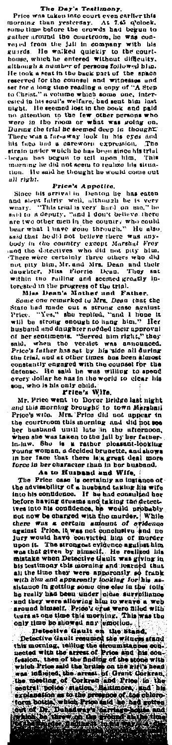### The Day's Testimony.

Price was taken into court even earlier this morning than yesterday. At 7.45 o'clock, some time before the crowds had begun to gather around the courtroom, he was conveyed from the jail in company with his guards. He walked quickly to the courthouse, which he entered without difficulty, although a number of persons followed him. He took a seat in the back part of the space reserved for the counsel and witnesses and sat for a long time reading a copy of "A Step to Christ," a volume which some one, interested in his soul's welfare, had sent him last night. He seemed lost in the book and paid no attention to the few other persons who were in the room or what was going on. During the trial he seemed deep in thought. There was a far-away look in his eyes and his face had a careworn expression. The strain under which he has been since his trial began has begun to tell upon him. This morning he did not seem to realize his situation. He said he thought he would come out all right.

### Price's Appetite.

Since his arrival in Denton he has eaten and slept fairly well, although he is very weary. "This trial is very hard on me," he said to a deputy, "and I don't believe there are two other men in the country who could bear what I have gone through." He also said that he did not believe there was anybody in the country except Marshal Frey and the detectives who did not pity him. There were certainly three others who did not pity him, Mr. and Mrs. Dean and their daughter, Miss Florrie Dean. They sat within the railing and seemed greatly interested in the progress of the trial.

### Miss Dean's Mother and Father.

Some one remarked to Mrs. Dean that the State had made out a strong case against Price. "Yes," she replied, "and I hope it will be strong enough to hang him." Her husband and daughter nodded their approval of her sentiments. "Served him right," they said, when the verdict was announced. Price's father has sat by his side all during the trial, and at other times has been almost constantly engaged with the counsel for the defense. He said he was willing to spend every dollar he has in the world to clear his son, who is his only child.

### Price's Wife.

Mr. Price went to Dover Bridge last night and this morning brought to town Marshall Price's wife. Mrs. Price did not appear in the courtroom this morning and did not see her husband until late in the afternoon, when she was taken to the jail by her father-in-law. She is a rather pleasant-looking young woman, a decided brunette, and shows in her face that there is a great deal more force in her character than in her husband.

### As to Husband and Wife.

The Price case is certainly an instance of the advisability of a husband taking his wife into his confidence. If he had consulted her before having dreams and taking the detectives into his confidence, he would probably not now be charged with the murder. While there was a certain amount of evidence against Price, it was not conclusive and no jury would have convicted him of murder upon it. The strongest evidence against him was that given by himself. He realized his mistake when Detective Gault was giving in his testimony this morning and learned that all the time they were apparently so frank with him and apparently looking for his assistance in getting some one else in the toils he really had been under close surveillance and they were allowing him to weave a web around himself. Price's eyes were filled with tears at one time this morning. This was the only time he showed any emotion.

### Detective Gault on the Stand.

Detective Gault resumed the witness stand this morning, telling the circumstances connected with the arrest of Price and his confession, then of the finding of the stone with which Price said the bruise on the girl's head was inflicted, the arrest of Grant Corkran, the meeting of Corkran and Price in the central police station, Baltimore, and his explanation as to the presence of the chloroform bottle, which Price said he had gotten out of Dr. Dunaway's carriage house and which he threw in the ground at the time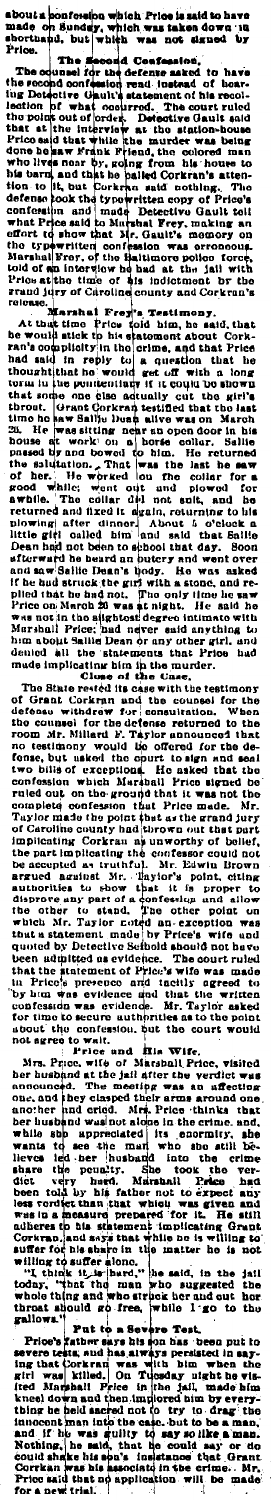about a confession which Price is said to have made on Sunday, which was taken down in shorthand, but which was not signed by Price.

## The Second Confession.

The counsel for the defense asked to have the second confession read instead of hearing Detective Gault's statement of his recollection of what occurred. The court ruled the point out of order. Detective Gault said that at the interview at the station-house Price said that while the murder was being done he saw Frank Friend, the colored man who lives near by, going from his house to his barn, and that he called Corkran's attention to it, but Corkran said nothing. The defense took the typewritten copy of Price's confession and made Detective Gault tell what Price said to Marshal Frey, making an effort to show that Mr. Gault's memory on the typewritten confession was erroneous. Marshal Frey, of the Baltimore police force, told of an interview he had at the jail with Price at the time of his indictment by the grand jury of Caroline county and Corkran's release.

## Marshal Frey's Testimony.

At that time Price told him, he said, that he would stick to his statement about Corkran's complicity in the crime, and that Price had said in reply to a question that he thought that he would get off with a long term in the penitentiary if it could be shown that some one else actually cut the girl's throat. Grant Corkran testified that the last time he saw Sallie Dean alive was on March 20. He was sitting near an open door in his house at work on a horse collar. Sallie passed by and bowed to him. He returned the salutation. That was the last he saw of her. He worked on the collar for a good while; went out and plowed for awhile. The collar did not suit, and he returned and fixed it again, returning to his plowing after dinner. About 4 o'clock a little girl called him and said that Sallie Dean had not been to school that day. Soon afterward he heard an outcry and went over and saw Sallie Dean's body. He was asked if he had struck the girl with a stone, and replied that he had not. The only time he saw Price on March 20 was at night. He said he was not in the slightest degree intimate with Marshall Price; had never said anything to him about Sallie Dean or any other girl, and denied all the statements that Price had made implicating him in the murder.

## Close of the Case.

The State rested its case with the testimony of Grant Corkran and the counsel for the defense withdrew for consultation. When the counsel for the defense returned to the room Mr. Millard F. Taylor announced that no testimony would be offered for the defense, but asked the court to sign and seal two bills of exceptions. He asked that the confession which Marshall Price signed be ruled out on the ground that it was not the complete confession that Price made. Mr. Taylor made the point that as the grand jury of Caroline county had thrown out that part implicating Corkran as unworthy of belief, the part implicating the confessor could not be accounted as truthful. Mr. Edwin Brown argued against Mr. Taylor's point, citing authorities to show that it is proper to disprove any part of a confession and allow the other to stand. The other point on which Mr. Taylor noted an exception was that a statement made by Price's wife and quoted by Detective Seibold should not have been admitted as evidence. The court ruled that the statement of Price's wife was made in Price's presence and tacitly agreed to by him was evidence and that the written confession was evidence. Mr. Taylor asked for time to secure authorities as to the point about the confession, but the court would not agree to wait.

## Price and His Wife.

Mrs. Price, wife of Marshall Price, visited her husband at the jail after the verdict was announced. The meeting was an affecting one, and they clasped their arms around one another and cried. Mrs. Price thinks that her husband was not alone in the crime, and, while she appreciated its enormity, she wants to see the man who she still believes led her husband into the crime share the penalty. She took the verdict very hard. Marshall Price had been told by his father not to expect any less verdict than that which was given and was in a measure prepared for it. He still adheres to his statement implicating Grant Corkran, and says that while he is willing to suffer for his share in the matter he is not willing to suffer alone.

"I think it is hard," he said, in the jail today, "that the man who suggested the whole thing and who struck her and cut her throat should go free, while I go to the gallows."

## Put to a Severe Test.

Price's father says his son has been put to severe tests, and has always persisted in saying that Corkran was with him when the girl was killed. On Tuesday night he visited Marshall Price in the jail, made him kneel down and then implored him by everything he held sacred not to try to drag the innocent man into the case, but to be a man, and if he was guilty to say so like a man. Nothing, he said, that he could say or do could shake his son's insistence that Grant Corkran was his associate in the crime. Mr. Price said that no application will be made for a new trial.